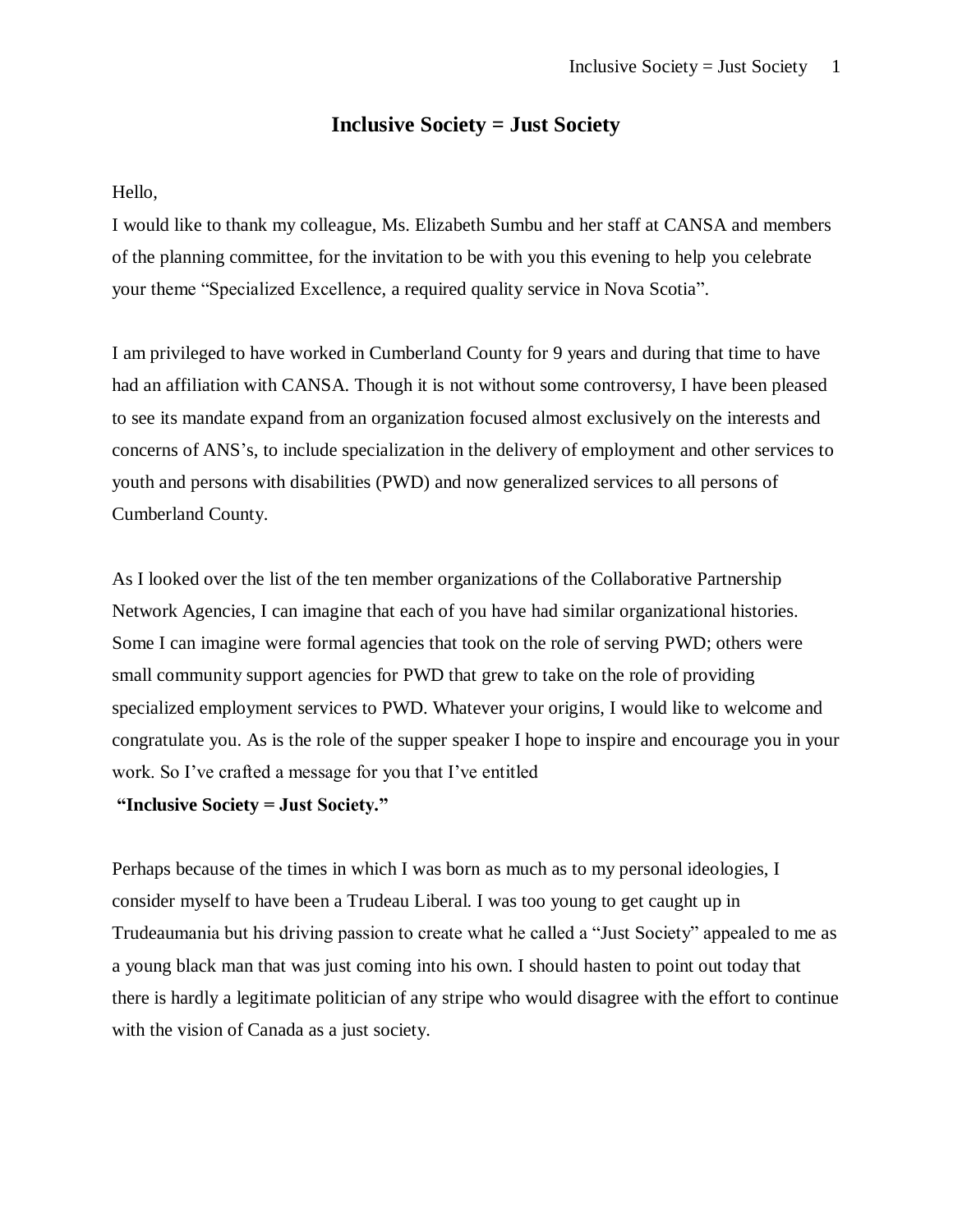# Inclusive Society = Just Society

Hello,

I would like to thank my colleague, Ms. Elizabeth Sumbu and her staff at CANSA and members of the planning committee, for the invitation to be with you this evening to help you celebrate your theme "Specialized Excellence, a required quality service in Nova Scotia".

I am privileged to have worked in Cumberland County for 9 years and during that time to have had an affiliation with CANSA. Though it is not without some controversy, I have been pleased to see its mandate expand from an organization focused almost exclusively on the interests and concerns of ANS's, to include specialization in the delivery of employment and other services to youth and persons with disabilities (PWD) and now generalized services to all persons of Cumberland County.

As I looked over the list of the ten member organizations of the Collaborative Partnership Network Agencies, I can imagine that each of you have had similar organizational histories. Some I can imagine were formal agencies that took on the role of serving PWD; others were small community support agencies for PWD that grew to take on the role of providing specialized employment services to PWD. Whatever your origins, I would like to welcome and congratulate you. As is the role of the supper speaker I hope to inspire and encourage you in your work. So I've crafted a message for you that I've entitled

**"Inclusive Society = Just Society."**

Perhaps because of the times in which I was born as much as to my personal ideologies, I consider myself to have been a Trudeau Liberal. I was too young to get caught up in Trudeaumania but his driving passion to create what he called a "Just Society" appealed to me as a young black man that was just coming into his own. I should hasten to point out today that there is hardly a legitimate politician of any stripe who would disagree with the effort to continue with the vision of Canada as a just society.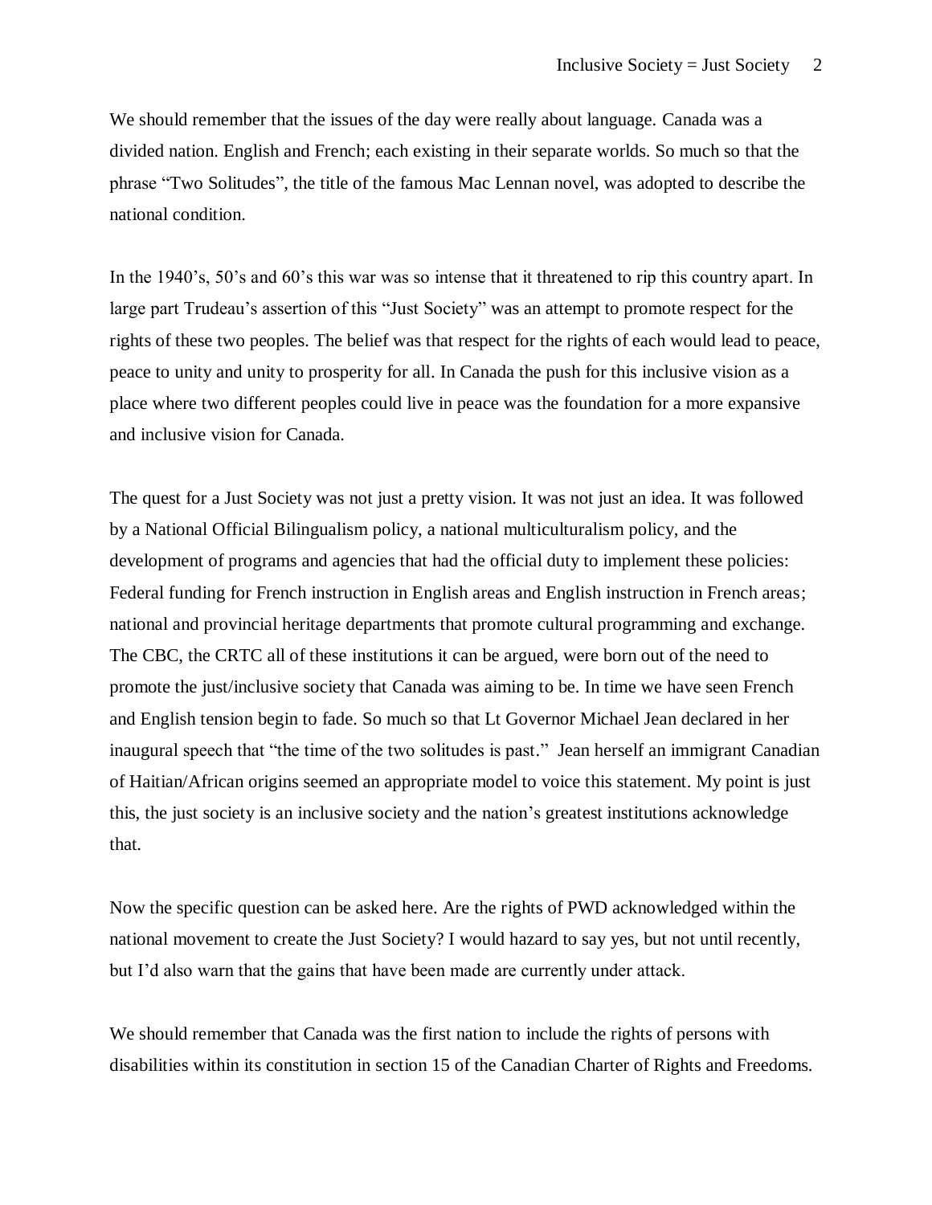We should remember that the issues of the day were really about language. Canada was a divided nation. English and French; each existing in their separate worlds. So much so that the phrase "Two Solitudes", the title of the famous Mac Lennan novel, was adopted to describe the national condition.

In the 1940's, 50's and 60's this war was so intense that it threatened to rip this country apart. In large part Trudeau's assertion of this "Just Society" was an attempt to promote respect for the rights of these two peoples. The belief was that respect for the rights of each would lead to peace, peace to unity and unity to prosperity for all. In Canada the push for this inclusive vision as a place where two different peoples could live in peace was the foundation for a more expansive and inclusive vision for Canada.

The quest for a Just Society was not just a pretty vision. It was not just an idea. It was followed by a National Official Bilingualism policy, a national multiculturalism policy, and the development of programs and agencies that had the official duty to implement these policies: Federal funding for French instruction in English areas and English instruction in French areas; national and provincial heritage departments that promote cultural programming and exchange. The CBC, the CRTC all of these institutions it can be argued, were born out of the need to promote the just/inclusive society that Canada was aiming to be. In time we have seen French and English tension begin to fade. So much so that Lt Governor Michael Jean declared in her inaugural speech that "the time of the two solitudes is past." Jean herself an immigrant Canadian of Haitian/African origins seemed an appropriate model to voice this statement. My point is just this, the just society is an inclusive society and the nation's greatest institutions acknowledge that.

Now the specific question can be asked here. Are the rights of PWD acknowledged within the national movement to create the Just Society? I would hazard to say yes, but not until recently, but I'd also warn that the gains that have been made are currently under attack.

We should remember that Canada was the first nation to include the rights of persons with disabilities within its constitution in section 15 of the Canadian Charter of Rights and Freedoms.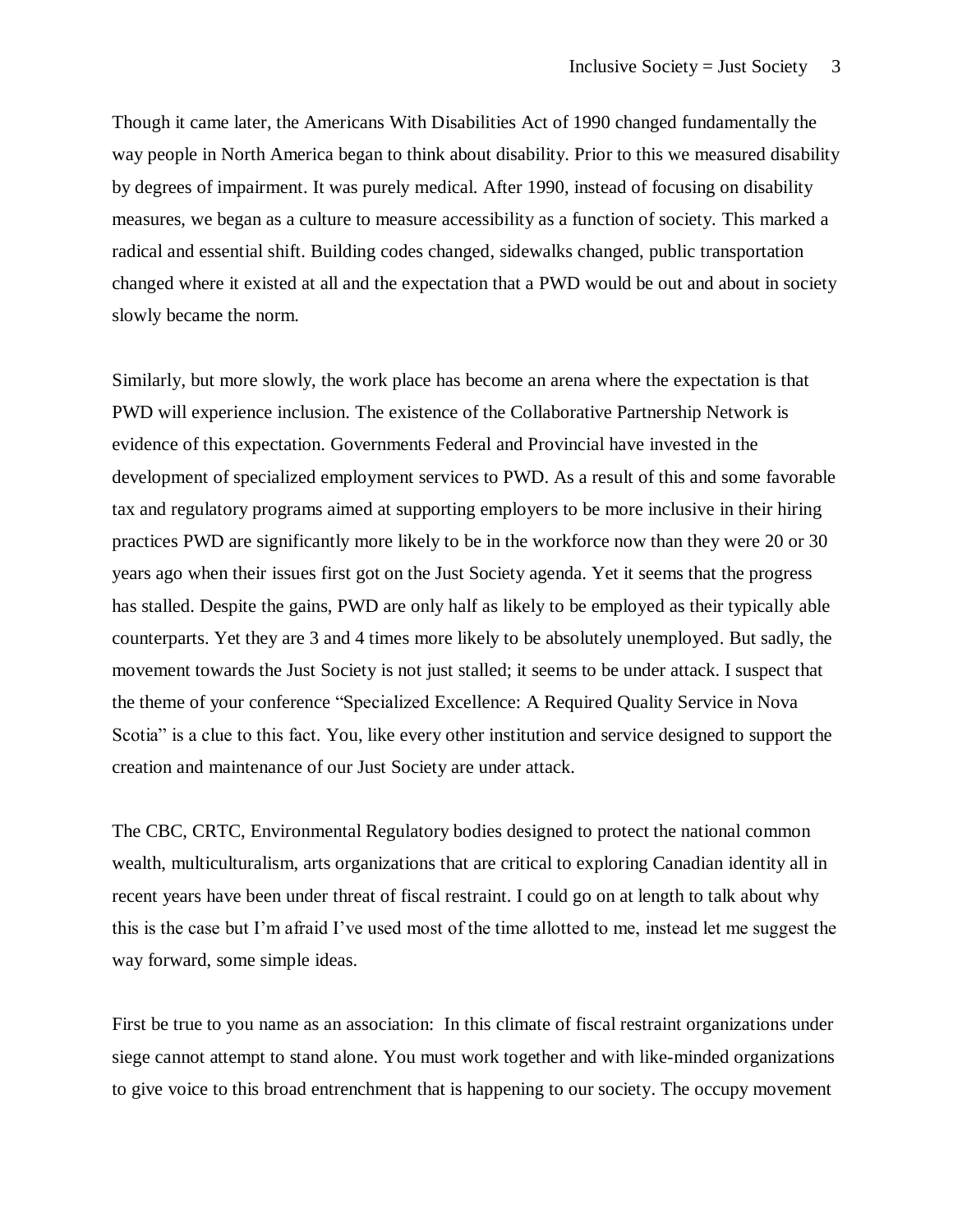Though it came later, the Americans With Disabilities Act of 1990 changed fundamentally the way people in North America began to think about disability. Prior to this we measured disability by degrees of impairment. It was purely medical. After 1990, instead of focusing on disability measures, we began as a culture to measure accessibility as a function of society. This marked a radical and essential shift. Building codes changed, sidewalks changed, public transportation changed where it existed at all and the expectation that a PWD would be out and about in society slowly became the norm.

Similarly, but more slowly, the work place has become an arena where the expectation is that PWD will experience inclusion. The existence of the Collaborative Partnership Network is evidence of this expectation. Governments Federal and Provincial have invested in the development of specialized employment services to PWD. As a result of this and some favorable tax and regulatory programs aimed at supporting employers to be more inclusive in their hiring practices PWD are significantly more likely to be in the workforce now than they were 20 or 30 years ago when their issues first got on the Just Society agenda. Yet it seems that the progress has stalled. Despite the gains, PWD are only half as likely to be employed as their typically able counterparts. Yet they are 3 and 4 times more likely to be absolutely unemployed. But sadly, the movement towards the Just Society is not just stalled; it seems to be under attack. I suspect that the theme of your conference "Specialized Excellence: A Required Quality Service in Nova Scotia" is a clue to this fact. You, like every other institution and service designed to support the creation and maintenance of our Just Society are under attack.

The CBC, CRTC, Environmental Regulatory bodies designed to protect the national common wealth, multiculturalism, arts organizations that are critical to exploring Canadian identity all in recent years have been under threat of fiscal restraint. I could go on at length to talk about why this is the case but I'm afraid I've used most of the time allotted to me, instead let me suggest the way forward, some simple ideas.

First be true to you name as an association: In this climate of fiscal restraint organizations under siege cannot attempt to stand alone. You must work together and with like-minded organizations to give voice to this broad entrenchment that is happening to our society. The occupy movement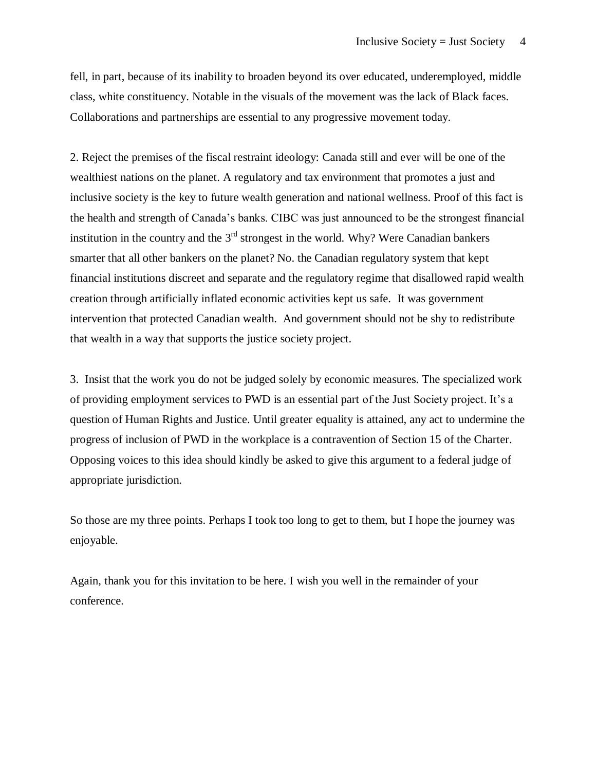fell, in part, because of its inability to broaden beyond its over educated, underemployed, middle class, white constituency. Notable in the visuals of the movement was the lack of Black faces. Collaborations and partnerships are essential to any progressive movement today.

2. Reject the premises of the fiscal restraint ideology: Canada still and ever will be one of the wealthiest nations on the planet. A regulatory and tax environment that promotes a just and inclusive society is the key to future wealth generation and national wellness. Proof of this fact is the health and strength of Canada's banks. CIBC was just announced to be the strongest financial institution in the country and the 3rd strongest in the world. Why? Were Canadian bankers smarter that all other bankers on the planet? No. the Canadian regulatory system that kept financial institutions discreet and separate and the regulatory regime that disallowed rapid wealth creation through artificially inflated economic activities kept us safe. It was government intervention that protected Canadian wealth. And government should not be shy to redistribute that wealth in a way that supports the justice society project.

3. Insist that the work you do not be judged solely by economic measures. The specialized work of providing employment services to PWD is an essential part of the Just Society project. It's a question of Human Rights and Justice. Until greater equality is attained, any act to undermine the progress of inclusion of PWD in the workplace is a contravention of Section 15 of the Charter. Opposing voices to this idea should kindly be asked to give this argument to a federal judge of appropriate jurisdiction.

So those are my three points. Perhaps I took too long to get to them, but I hope the journey was enjoyable.

Again, thank you for this invitation to be here. I wish you well in the remainder of your conference.